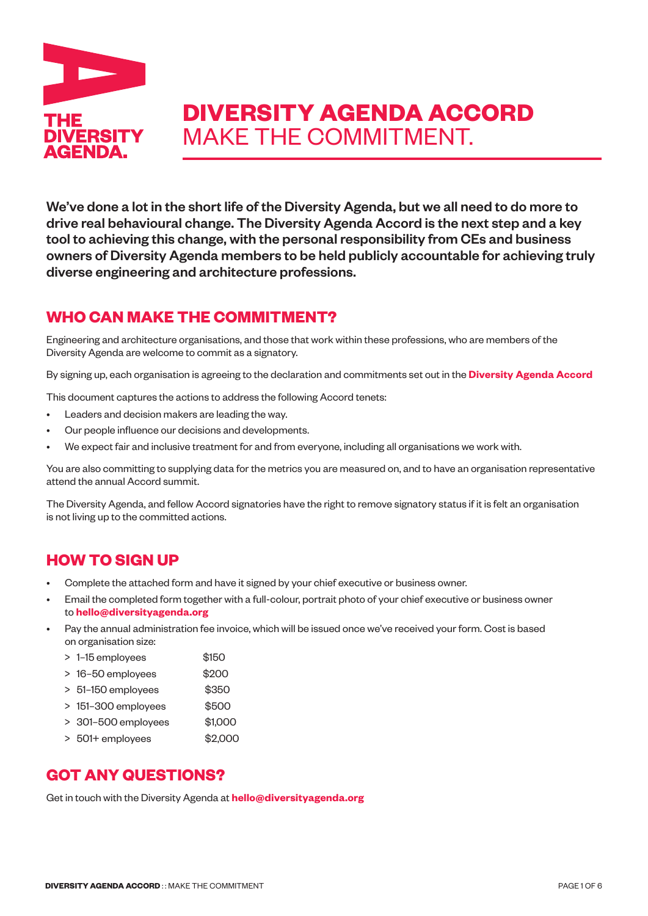# DIVERSITY AGENDA ACCORD

## MAKE THE COMMITMENT.

**We've done a lot in the short life of the Diversity Agenda, but we all need to do more to drive real behavioural change. The Diversity Agenda Accord is the next step and a key tool to achieving this change, with the personal responsibility from CEs and business owners of Diversity Agenda members to be held publicly accountable for achieving truly diverse engineering and architecture professions.**

## WHO CAN MAKE THE COMMITMENT?

Engineering and architecture organisations, and those that work within these professions, who are members of the Diversity Agenda are welcome to commit as a signatory.

By signing up, each organisation is agreeing to the declaration and commitments set out in the **Diversity Agenda Accord**

This document captures the actions to address the following Accord tenets:

- Leaders and decision makers are leading the way.
- Our people influence our decisions and developments.
- We expect fair and inclusive treatment for and from everyone, including all organisations we work with.

You are also committing to supplying data for the metrics you are measured on, and to have an organisation representative attend the annual Accord summit.

The Diversity Agenda, and fellow Accord signatories have the right to remove signatory status if it is felt an organisation is not living up to the committed actions.

## HOW TO SIGN UP

- Complete the attached form and have it signed by your chief executive or business owner.
- Email the completed form together with a full-colour, portrait photo of your chief executive or business owner to **hello@diversityagenda.org**
- Pay the annual administration fee invoice, which will be issued once we've received your form. Cost is based on organisation size:
  - > 1–15 employees $150
  - > 16–50 employees $200
  - > 51–150 employees $350
  - > 151–300 employees $500
  - > 301–500 employees $1,000
  - > 501+ employees $2,000

## GOT ANY QUESTIONS?

Get in touch with the Diversity Agenda at **hello@diversityagenda.org**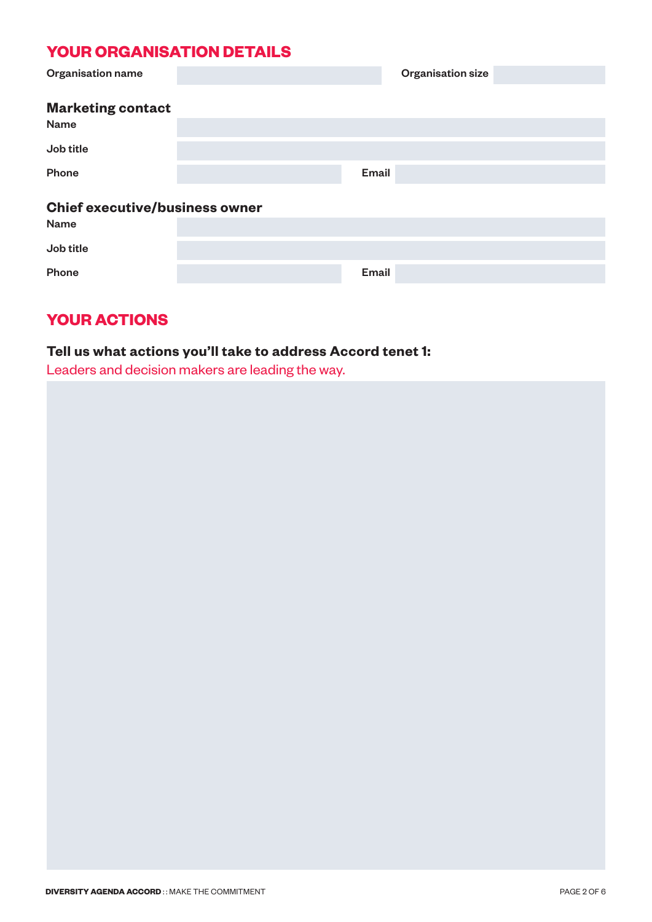## YOUR ORGANISATION DETAILS

Organisation name

Organisation size

### Marketing contact

Name

Job title

Phone

Email

### Chief executive/business owner

Name

Job title

Phone

Email

## YOUR ACTIONS

**Tell us what actions you'll take to address Accord tenet 1:**

Leaders and decision makers are leading the way.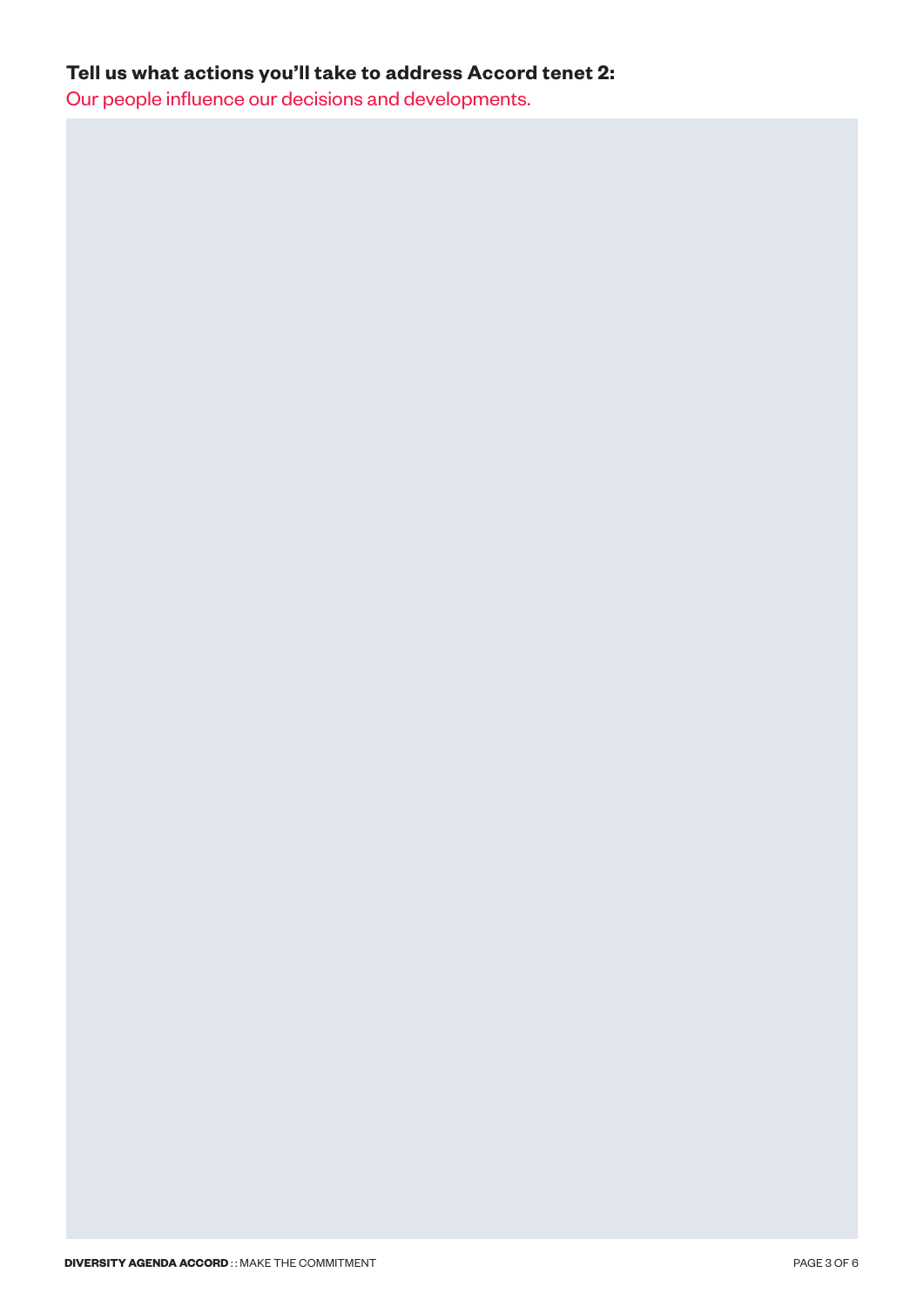**Tell us what actions you'll take to address Accord tenet 2:**

Our people influence our decisions and developments.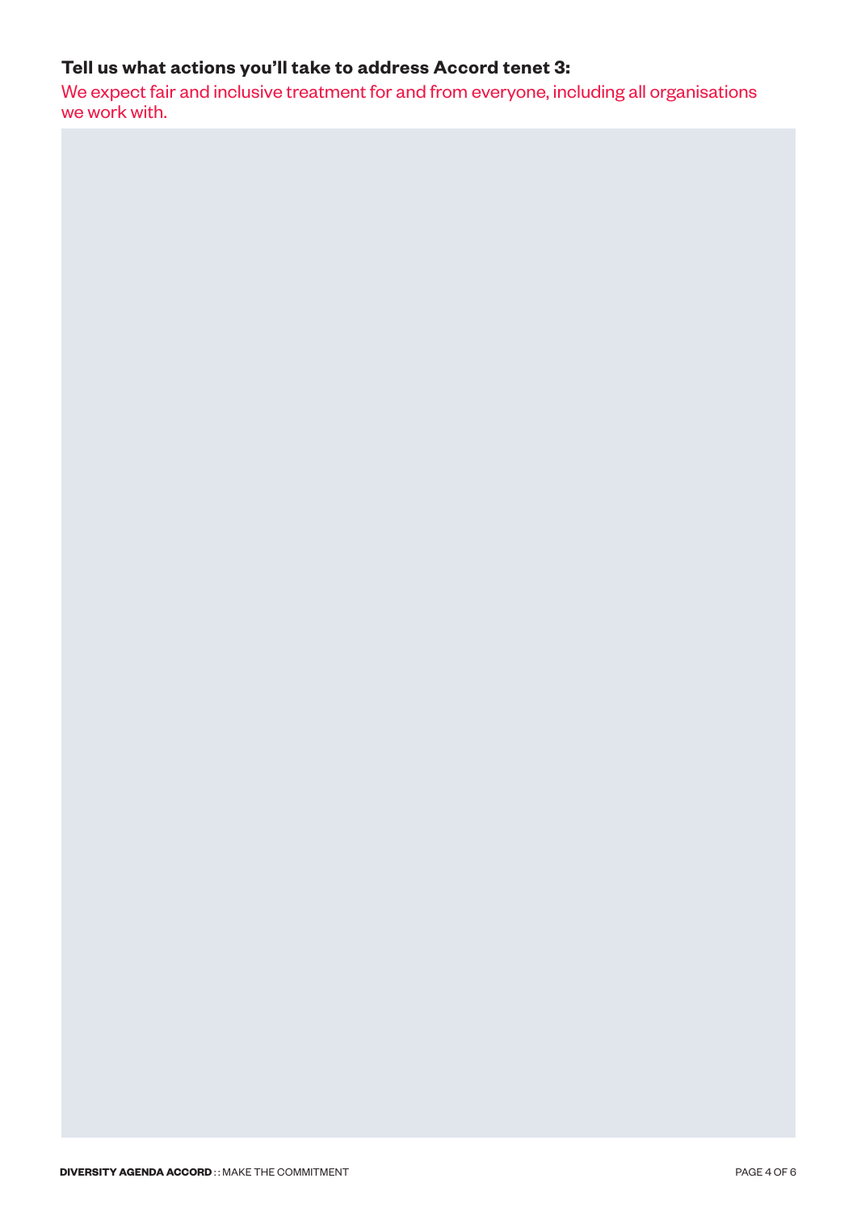**Tell us what actions you'll take to address Accord tenet 3:**

We expect fair and inclusive treatment for and from everyone, including all organisations we work with.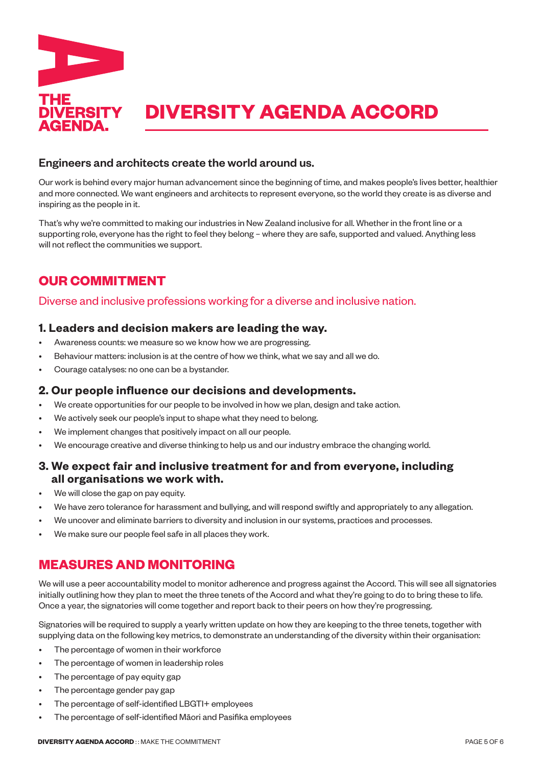THE DIVERSITY AGENDA.

# DIVERSITY AGENDA ACCORD

### Engineers and architects create the world around us.

Our work is behind every major human advancement since the beginning of time, and makes people's lives better, healthier and more connected. We want engineers and architects to represent everyone, so the world they create is as diverse and inspiring as the people in it.

That's why we're committed to making our industries in New Zealand inclusive for all. Whether in the front line or a supporting role, everyone has the right to feel they belong – where they are safe, supported and valued. Anything less will not reflect the communities we support.

## OUR COMMITMENT

Diverse and inclusive professions working for a diverse and inclusive nation.

### 1. Leaders and decision makers are leading the way.

- Awareness counts: we measure so we know how we are progressing.
- Behaviour matters: inclusion is at the centre of how we think, what we say and all we do.
- Courage catalyses: no one can be a bystander.

### 2. Our people influence our decisions and developments.

- We create opportunities for our people to be involved in how we plan, design and take action.
- We actively seek our people's input to shape what they need to belong.
- We implement changes that positively impact on all our people.
- We encourage creative and diverse thinking to help us and our industry embrace the changing world.

### 3. We expect fair and inclusive treatment for and from everyone, including all organisations we work with.

- We will close the gap on pay equity.
- We have zero tolerance for harassment and bullying, and will respond swiftly and appropriately to any allegation.
- We uncover and eliminate barriers to diversity and inclusion in our systems, practices and processes.
- We make sure our people feel safe in all places they work.

## MEASURES AND MONITORING

We will use a peer accountability model to monitor adherence and progress against the Accord. This will see all signatories initially outlining how they plan to meet the three tenets of the Accord and what they're going to do to bring these to life. Once a year, the signatories will come together and report back to their peers on how they're progressing.

Signatories will be required to supply a yearly written update on how they are keeping to the three tenets, together with supplying data on the following key metrics, to demonstrate an understanding of the diversity within their organisation:

- The percentage of women in their workforce
- The percentage of women in leadership roles
- The percentage of pay equity gap
- The percentage gender pay gap
- The percentage of self-identified LBGTI+ employees
- The percentage of self-identified Māori and Pasifika employees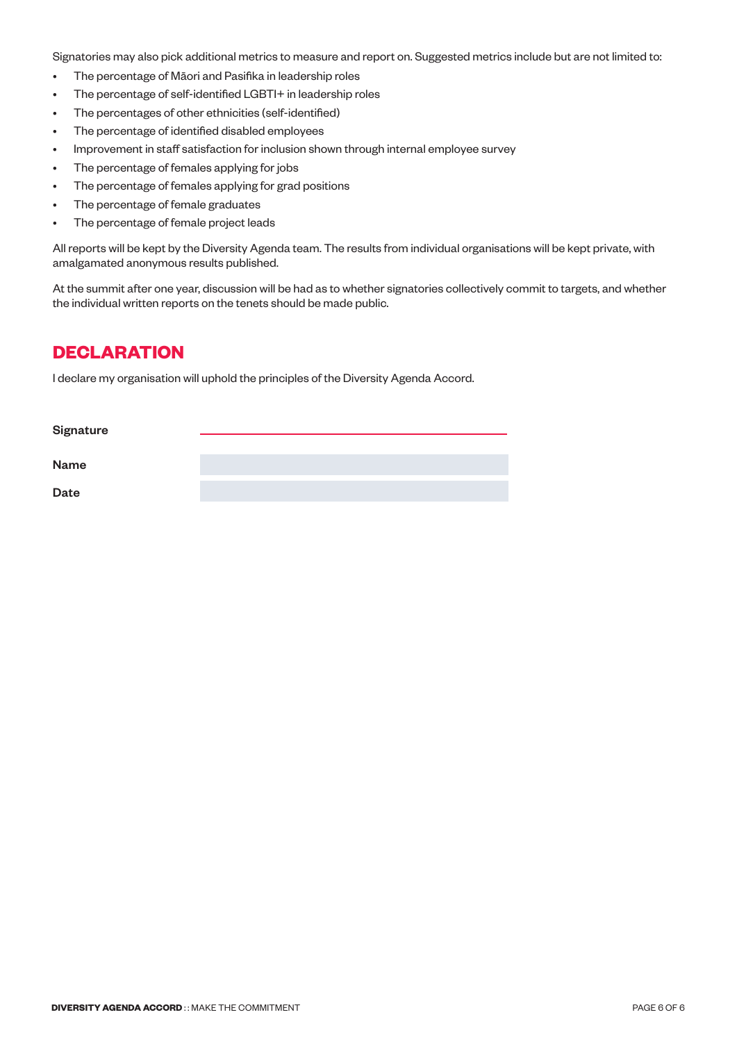Signatories may also pick additional metrics to measure and report on. Suggested metrics include but are not limited to:

- The percentage of Māori and Pasifika in leadership roles
- The percentage of self-identified LGBTI+ in leadership roles
- The percentages of other ethnicities (self-identified)
- The percentage of identified disabled employees
- Improvement in staff satisfaction for inclusion shown through internal employee survey
- The percentage of females applying for jobs
- The percentage of females applying for grad positions
- The percentage of female graduates
- The percentage of female project leads

All reports will be kept by the Diversity Agenda team. The results from individual organisations will be kept private, with amalgamated anonymous results published.

At the summit after one year, discussion will be had as to whether signatories collectively commit to targets, and whether the individual written reports on the tenets should be made public.

## DECLARATION

I declare my organisation will uphold the principles of the Diversity Agenda Accord.

**Signature** ______________________________

**Name** ______________________________

**Date** ______________________________